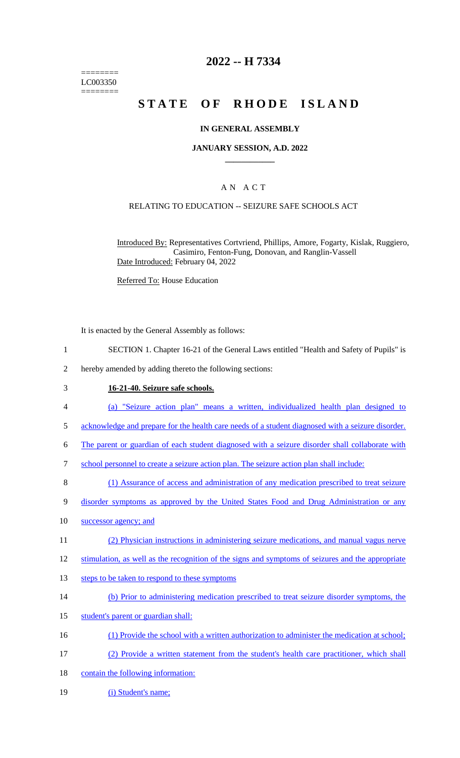# 2022 -- H 7334

========
LC003350
========

# STATE OF RHODE ISLAND

## IN GENERAL ASSEMBLY

### JANUARY SESSION, A.D. 2022

## A N A C T

### RELATING TO EDUCATION -- SEIZURE SAFE SCHOOLS ACT

Introduced By: Representatives Cortvriend, Phillips, Amore, Fogarty, Kislak, Ruggiero, Casimiro, Fenton-Fung, Donovan, and Ranglin-Vassell
Date Introduced: February 04, 2022

Referred To: House Education

It is enacted by the General Assembly as follows:

1 SECTION 1. Chapter 16-21 of the General Laws entitled "Health and Safety of Pupils" is
2 hereby amended by adding thereto the following sections:
3 **16-21-40. Seizure safe schools.**
4 (a) "Seizure action plan" means a written, individualized health plan designed to
5 acknowledge and prepare for the health care needs of a student diagnosed with a seizure disorder.
6 The parent or guardian of each student diagnosed with a seizure disorder shall collaborate with
7 school personnel to create a seizure action plan. The seizure action plan shall include:
8 (1) Assurance of access and administration of any medication prescribed to treat seizure
9 disorder symptoms as approved by the United States Food and Drug Administration or any
10 successor agency; and
11 (2) Physician instructions in administering seizure medications, and manual vagus nerve
12 stimulation, as well as the recognition of the signs and symptoms of seizures and the appropriate
13 steps to be taken to respond to these symptoms
14 (b) Prior to administering medication prescribed to treat seizure disorder symptoms, the
15 student's parent or guardian shall:
16 (1) Provide the school with a written authorization to administer the medication at school;
17 (2) Provide a written statement from the student's health care practitioner, which shall
18 contain the following information:
19 (i) Student's name;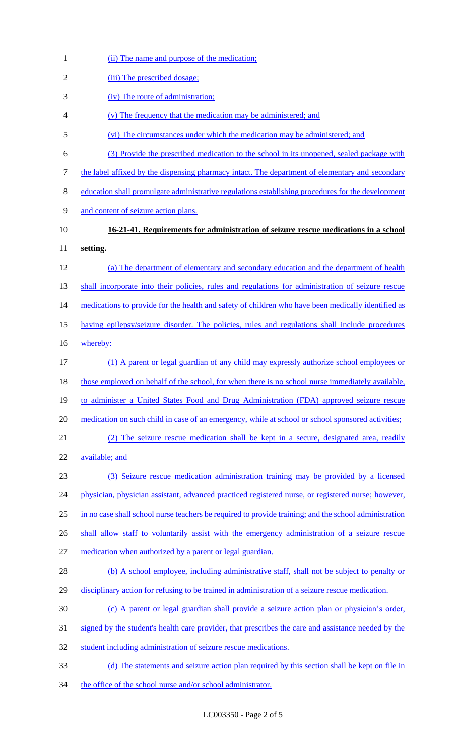(ii) The name and purpose of the medication;

(iii) The prescribed dosage;

(iv) The route of administration;

(v) The frequency that the medication may be administered; and

(vi) The circumstances under which the medication may be administered; and

(3) Provide the prescribed medication to the school in its unopened, sealed package with the label affixed by the dispensing pharmacy intact. The department of elementary and secondary education shall promulgate administrative regulations establishing procedures for the development and content of seizure action plans.

**16-21-41. Requirements for administration of seizure rescue medications in a school setting.**

(a) The department of elementary and secondary education and the department of health shall incorporate into their policies, rules and regulations for administration of seizure rescue medications to provide for the health and safety of children who have been medically identified as having epilepsy/seizure disorder. The policies, rules and regulations shall include procedures whereby:

(1) A parent or legal guardian of any child may expressly authorize school employees or those employed on behalf of the school, for when there is no school nurse immediately available, to administer a United States Food and Drug Administration (FDA) approved seizure rescue medication on such child in case of an emergency, while at school or school sponsored activities;

(2) The seizure rescue medication shall be kept in a secure, designated area, readily available; and

(3) Seizure rescue medication administration training may be provided by a licensed physician, physician assistant, advanced practiced registered nurse, or registered nurse; however, in no case shall school nurse teachers be required to provide training; and the school administration shall allow staff to voluntarily assist with the emergency administration of a seizure rescue medication when authorized by a parent or legal guardian.

(b) A school employee, including administrative staff, shall not be subject to penalty or disciplinary action for refusing to be trained in administration of a seizure rescue medication.

(c) A parent or legal guardian shall provide a seizure action plan or physician's order, signed by the student's health care provider, that prescribes the care and assistance needed by the student including administration of seizure rescue medications.

(d) The statements and seizure action plan required by this section shall be kept on file in the office of the school nurse and/or school administrator.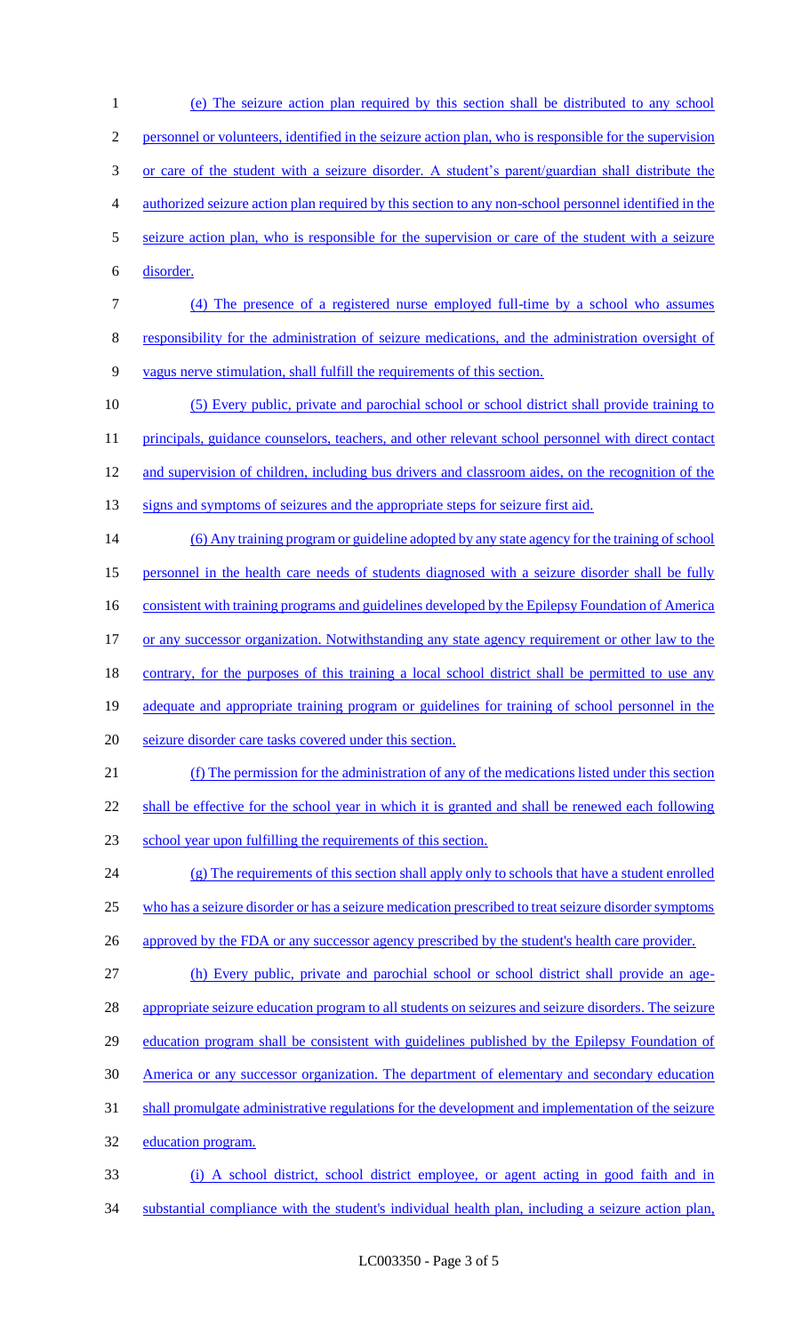(e) The seizure action plan required by this section shall be distributed to any school personnel or volunteers, identified in the seizure action plan, who is responsible for the supervision or care of the student with a seizure disorder. A student's parent/guardian shall distribute the authorized seizure action plan required by this section to any non-school personnel identified in the seizure action plan, who is responsible for the supervision or care of the student with a seizure disorder.

(4) The presence of a registered nurse employed full-time by a school who assumes responsibility for the administration of seizure medications, and the administration oversight of vagus nerve stimulation, shall fulfill the requirements of this section.

(5) Every public, private and parochial school or school district shall provide training to principals, guidance counselors, teachers, and other relevant school personnel with direct contact and supervision of children, including bus drivers and classroom aides, on the recognition of the signs and symptoms of seizures and the appropriate steps for seizure first aid.

(6) Any training program or guideline adopted by any state agency for the training of school personnel in the health care needs of students diagnosed with a seizure disorder shall be fully consistent with training programs and guidelines developed by the Epilepsy Foundation of America or any successor organization. Notwithstanding any state agency requirement or other law to the contrary, for the purposes of this training a local school district shall be permitted to use any adequate and appropriate training program or guidelines for training of school personnel in the seizure disorder care tasks covered under this section.

(f) The permission for the administration of any of the medications listed under this section shall be effective for the school year in which it is granted and shall be renewed each following school year upon fulfilling the requirements of this section.

(g) The requirements of this section shall apply only to schools that have a student enrolled who has a seizure disorder or has a seizure medication prescribed to treat seizure disorder symptoms approved by the FDA or any successor agency prescribed by the student's health care provider.

(h) Every public, private and parochial school or school district shall provide an age-appropriate seizure education program to all students on seizures and seizure disorders. The seizure education program shall be consistent with guidelines published by the Epilepsy Foundation of America or any successor organization. The department of elementary and secondary education shall promulgate administrative regulations for the development and implementation of the seizure education program.

(i) A school district, school district employee, or agent acting in good faith and in substantial compliance with the student's individual health plan, including a seizure action plan,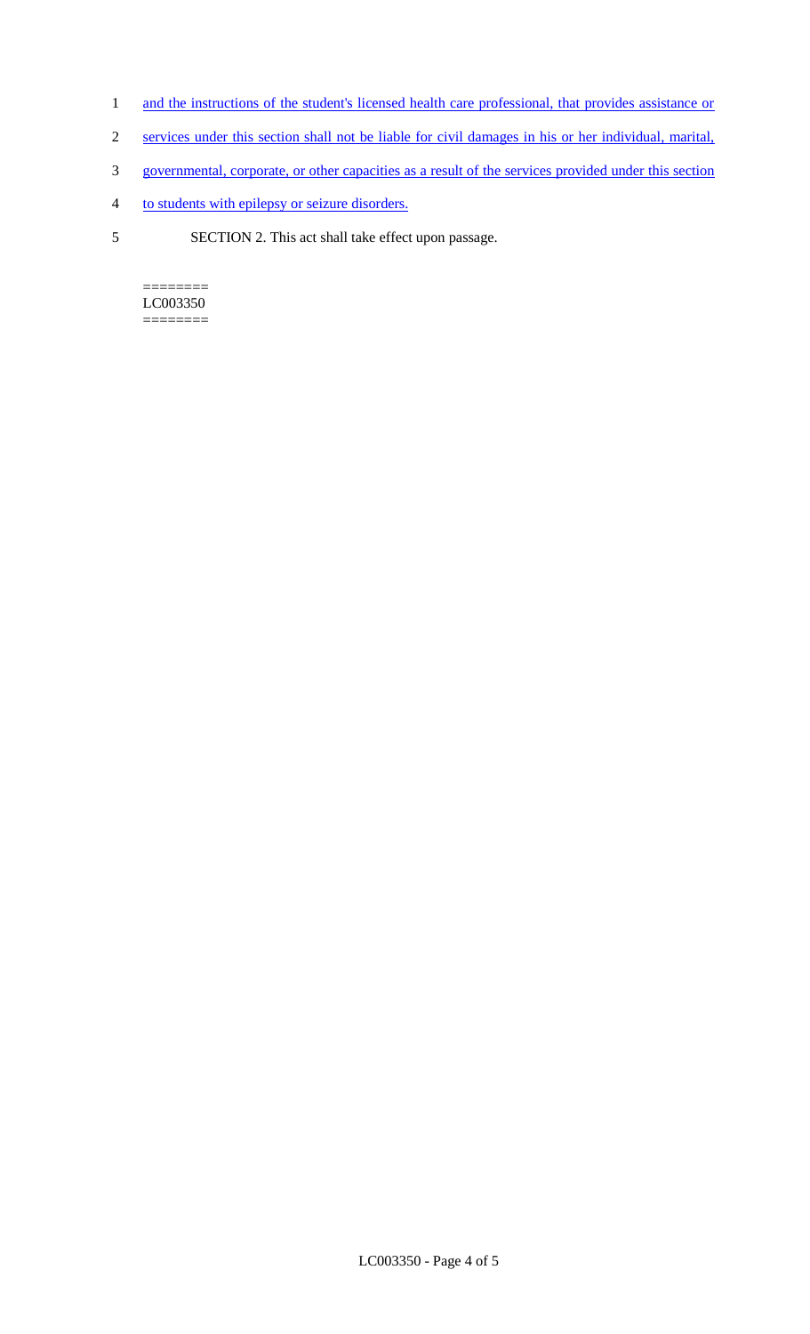and the instructions of the student's licensed health care professional, that provides assistance or services under this section shall not be liable for civil damages in his or her individual, marital, governmental, corporate, or other capacities as a result of the services provided under this section to students with epilepsy or seizure disorders.

SECTION 2. This act shall take effect upon passage.

========
LC003350
========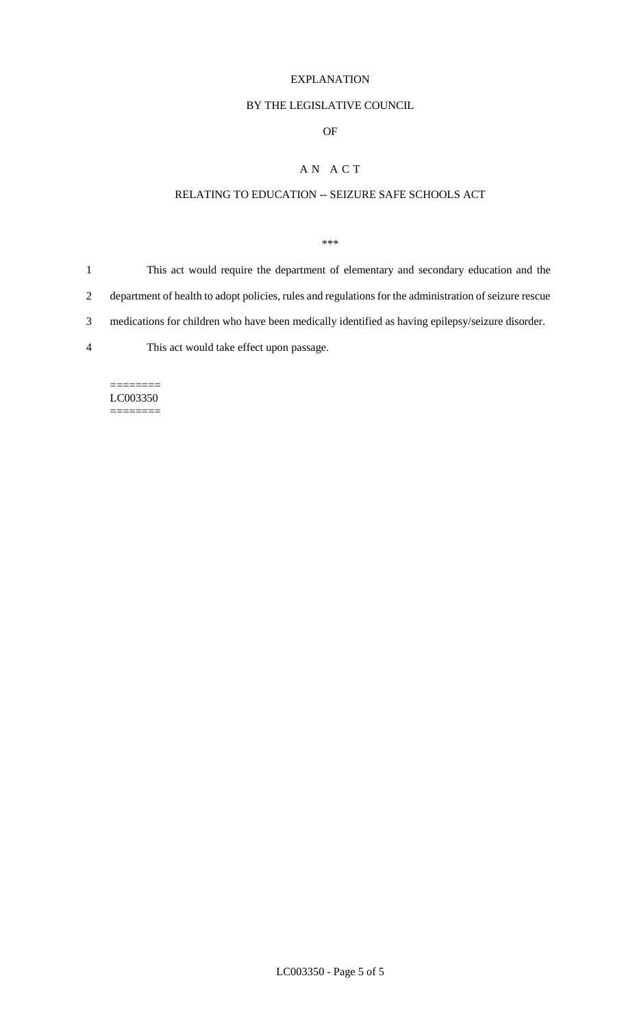EXPLANATION

BY THE LEGISLATIVE COUNCIL

OF

A N A C T

RELATING TO EDUCATION -- SEIZURE SAFE SCHOOLS ACT

\*\*\*

This act would require the department of elementary and secondary education and the department of health to adopt policies, rules and regulations for the administration of seizure rescue medications for children who have been medically identified as having epilepsy/seizure disorder.

This act would take effect upon passage.

========
LC003350
========